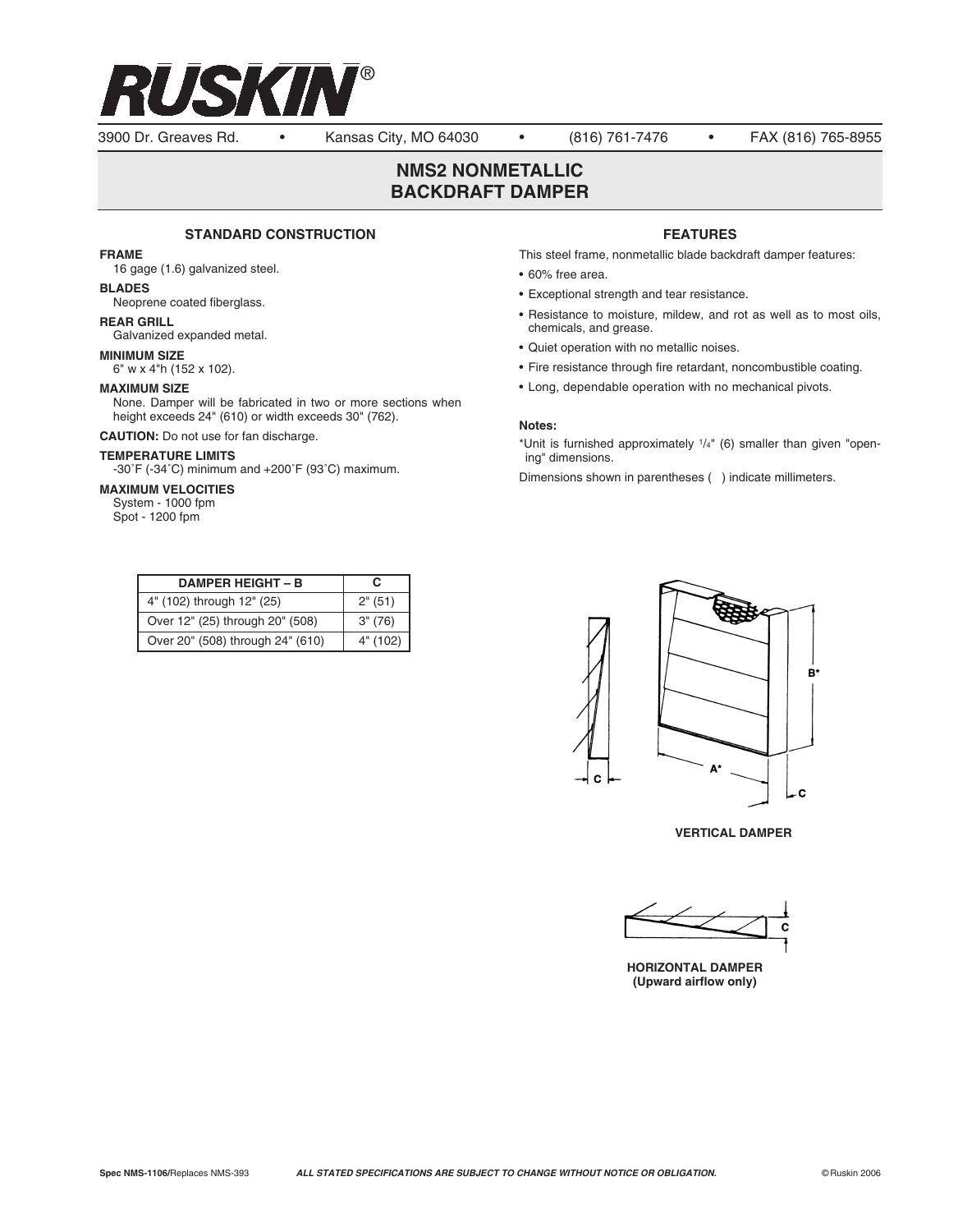# RUSKIN®

3900 Dr. Greaves Rd. • Kansas City, MO 64030 • (816) 761-7476 • FAX (816) 765-8955

## NMS2 NONMETALLIC BACKDRAFT DAMPER

### STANDARD CONSTRUCTION

**FRAME**
16 gage (1.6) galvanized steel.

**BLADES**
Neoprene coated fiberglass.

**REAR GRILL**
Galvanized expanded metal.

**MINIMUM SIZE**
6" w x 4"h (152 x 102).

**MAXIMUM SIZE**
None. Damper will be fabricated in two or more sections when height exceeds 24" (610) or width exceeds 30" (762).

**CAUTION:** Do not use for fan discharge.

**TEMPERATURE LIMITS**
-30˚F (-34˚C) minimum and +200˚F (93˚C) maximum.

**MAXIMUM VELOCITIES**
System - 1000 fpm
Spot - 1200 fpm

### FEATURES

This steel frame, nonmetallic blade backdraft damper features:

- 60% free area.
- Exceptional strength and tear resistance.
- Resistance to moisture, mildew, and rot as well as to most oils, chemicals, and grease.
- Quiet operation with no metallic noises.
- Fire resistance through fire retardant, noncombustible coating.
- Long, dependable operation with no mechanical pivots.

**Notes:**

*Unit is furnished approximately 1/4" (6) smaller than given "opening" dimensions.

Dimensions shown in parentheses ( ) indicate millimeters.

| DAMPER HEIGHT – B | C |
|---|---|
| 4" (102) through 12" (25) | 2" (51) |
| Over 12" (25) through 20" (508) | 3" (76) |
| Over 20" (508) through 24" (610) | 4" (102) |

C

A*

B*

C

**VERTICAL DAMPER**

C

**HORIZONTAL DAMPER (Upward airflow only)**

Spec NMS-1106/Replaces NMS-393 *ALL STATED SPECIFICATIONS ARE SUBJECT TO CHANGE WITHOUT NOTICE OR OBLIGATION.* © Ruskin 2006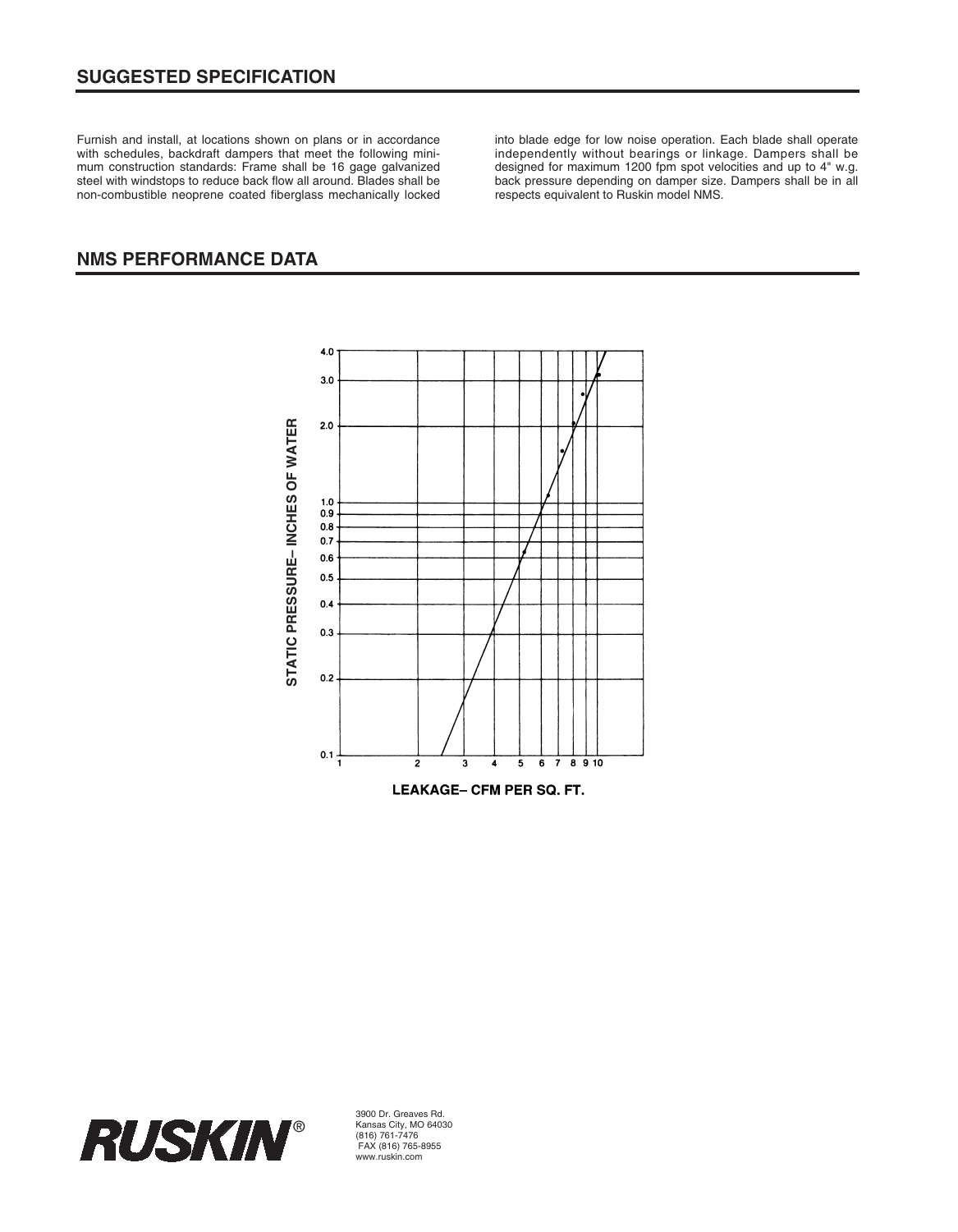## SUGGESTED SPECIFICATION

Furnish and install, at locations shown on plans or in accordance with schedules, backdraft dampers that meet the following minimum construction standards: Frame shall be 16 gage galvanized steel with windstops to reduce back flow all around. Blades shall be non-combustible neoprene coated fiberglass mechanically locked into blade edge for low noise operation. Each blade shall operate independently without bearings or linkage. Dampers shall be designed for maximum 1200 fpm spot velocities and up to 4" w.g. back pressure depending on damper size. Dampers shall be in all respects equivalent to Ruskin model NMS.

## NMS PERFORMANCE DATA

STATIC PRESSURE– INCHES OF WATER

4.0
3.0
2.0
1.0
0.9
0.8
0.7
0.6
0.5
0.4
0.3
0.2
0.1

1 2 3 4 5 6 7 8 9 10

LEAKAGE– CFM PER SQ. FT.

**RUSKIN®**

3900 Dr. Greaves Rd.
Kansas City, MO 64030
(816) 761-7476
FAX (816) 765-8955
www.ruskin.com